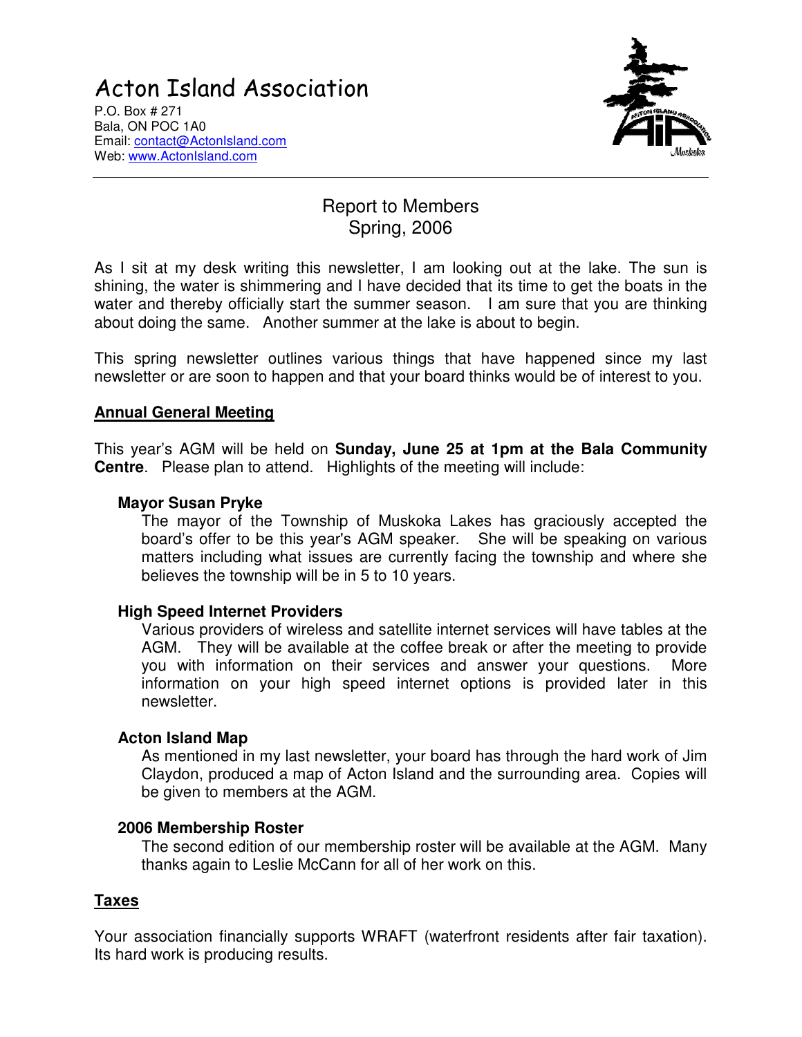# Acton Island Association

P.O. Box # 271
Bala, ON POC 1A0
Email: contact@ActonIsland.com
Web: www.ActonIsland.com

## Report to Members
## Spring, 2006

As I sit at my desk writing this newsletter, I am looking out at the lake. The sun is shining, the water is shimmering and I have decided that its time to get the boats in the water and thereby officially start the summer season. I am sure that you are thinking about doing the same. Another summer at the lake is about to begin.

This spring newsletter outlines various things that have happened since my last newsletter or are soon to happen and that your board thinks would be of interest to you.

### Annual General Meeting

This year's AGM will be held on **Sunday, June 25 at 1pm at the Bala Community Centre**. Please plan to attend. Highlights of the meeting will include:

**Mayor Susan Pryke**

The mayor of the Township of Muskoka Lakes has graciously accepted the board's offer to be this year's AGM speaker. She will be speaking on various matters including what issues are currently facing the township and where she believes the township will be in 5 to 10 years.

**High Speed Internet Providers**

Various providers of wireless and satellite internet services will have tables at the AGM. They will be available at the coffee break or after the meeting to provide you with information on their services and answer your questions. More information on your high speed internet options is provided later in this newsletter.

**Acton Island Map**

As mentioned in my last newsletter, your board has through the hard work of Jim Claydon, produced a map of Acton Island and the surrounding area. Copies will be given to members at the AGM.

**2006 Membership Roster**

The second edition of our membership roster will be available at the AGM. Many thanks again to Leslie McCann for all of her work on this.

### Taxes

Your association financially supports WRAFT (waterfront residents after fair taxation). Its hard work is producing results.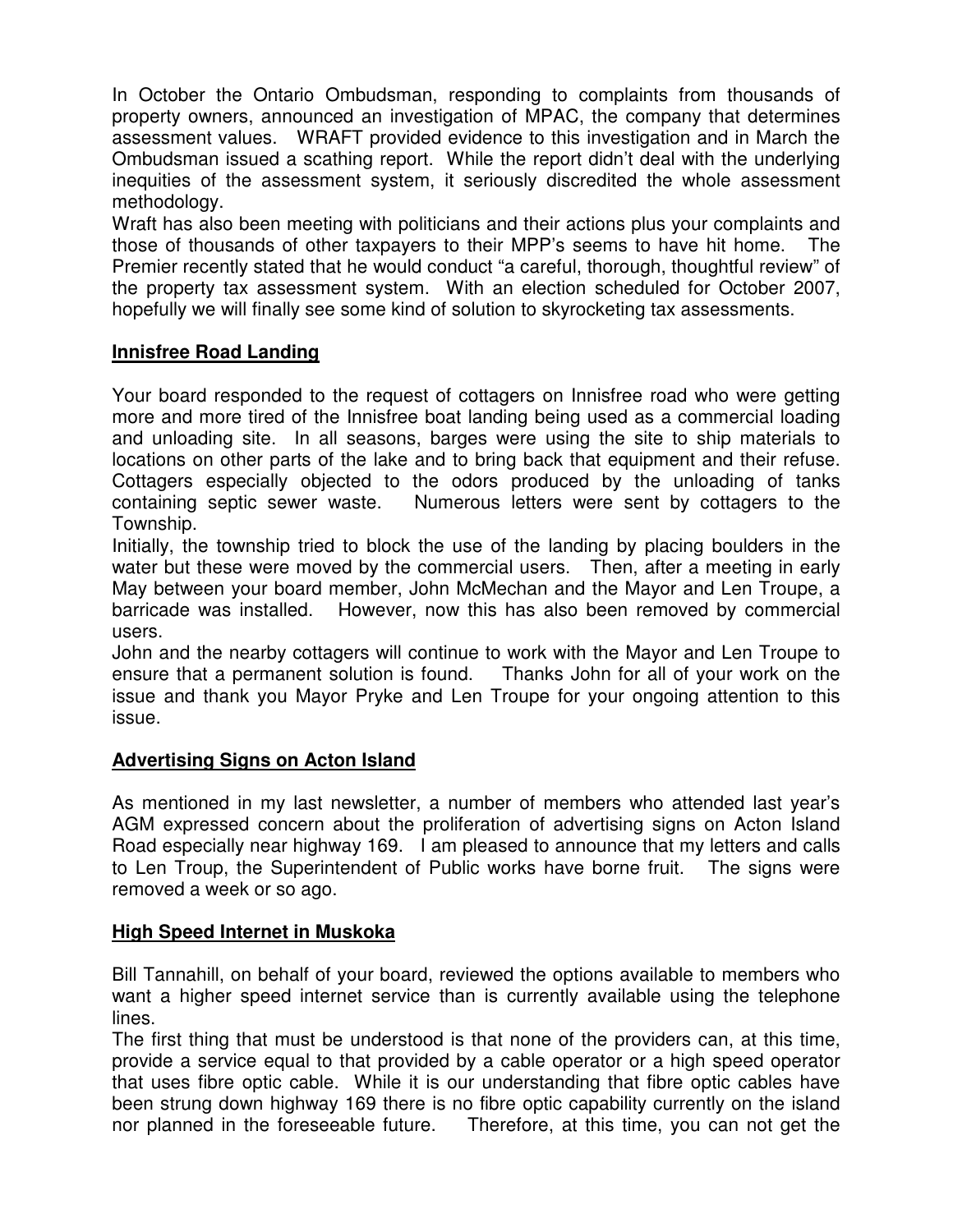In October the Ontario Ombudsman, responding to complaints from thousands of property owners, announced an investigation of MPAC, the company that determines assessment values. WRAFT provided evidence to this investigation and in March the Ombudsman issued a scathing report. While the report didn't deal with the underlying inequities of the assessment system, it seriously discredited the whole assessment methodology.

Wraft has also been meeting with politicians and their actions plus your complaints and those of thousands of other taxpayers to their MPP's seems to have hit home. The Premier recently stated that he would conduct "a careful, thorough, thoughtful review" of the property tax assessment system. With an election scheduled for October 2007, hopefully we will finally see some kind of solution to skyrocketing tax assessments.

## **Innisfree Road Landing**

Your board responded to the request of cottagers on Innisfree road who were getting more and more tired of the Innisfree boat landing being used as a commercial loading and unloading site. In all seasons, barges were using the site to ship materials to locations on other parts of the lake and to bring back that equipment and their refuse. Cottagers especially objected to the odors produced by the unloading of tanks containing septic sewer waste. Numerous letters were sent by cottagers to the Township.

Initially, the township tried to block the use of the landing by placing boulders in the water but these were moved by the commercial users. Then, after a meeting in early May between your board member, John McMechan and the Mayor and Len Troupe, a barricade was installed. However, now this has also been removed by commercial users.

John and the nearby cottagers will continue to work with the Mayor and Len Troupe to ensure that a permanent solution is found. Thanks John for all of your work on the issue and thank you Mayor Pryke and Len Troupe for your ongoing attention to this issue.

## **Advertising Signs on Acton Island**

As mentioned in my last newsletter, a number of members who attended last year's AGM expressed concern about the proliferation of advertising signs on Acton Island Road especially near highway 169. I am pleased to announce that my letters and calls to Len Troup, the Superintendent of Public works have borne fruit. The signs were removed a week or so ago.

## **High Speed Internet in Muskoka**

Bill Tannahill, on behalf of your board, reviewed the options available to members who want a higher speed internet service than is currently available using the telephone lines.

The first thing that must be understood is that none of the providers can, at this time, provide a service equal to that provided by a cable operator or a high speed operator that uses fibre optic cable. While it is our understanding that fibre optic cables have been strung down highway 169 there is no fibre optic capability currently on the island nor planned in the foreseeable future. Therefore, at this time, you can not get the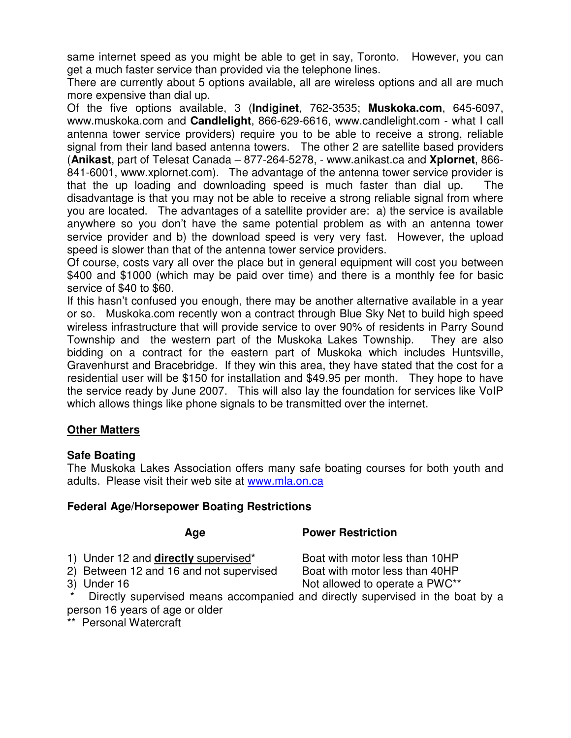same internet speed as you might be able to get in say, Toronto. However, you can get a much faster service than provided via the telephone lines.
There are currently about 5 options available, all are wireless options and all are much more expensive than dial up.
Of the five options available, 3 (**Indiginet**, 762-3535; **Muskoka.com**, 645-6097, www.muskoka.com and **Candlelight**, 866-629-6616, www.candlelight.com - what I call antenna tower service providers) require you to be able to receive a strong, reliable signal from their land based antenna towers. The other 2 are satellite based providers (**Anikast**, part of Telesat Canada – 877-264-5278, - www.anikast.ca and **Xplornet**, 866-841-6001, www.xplornet.com). The advantage of the antenna tower service provider is that the up loading and downloading speed is much faster than dial up. The disadvantage is that you may not be able to receive a strong reliable signal from where you are located. The advantages of a satellite provider are: a) the service is available anywhere so you don't have the same potential problem as with an antenna tower service provider and b) the download speed is very very fast. However, the upload speed is slower than that of the antenna tower service providers.
Of course, costs vary all over the place but in general equipment will cost you between $400 and $1000 (which may be paid over time) and there is a monthly fee for basic service of $40 to $60.
If this hasn't confused you enough, there may be another alternative available in a year or so. Muskoka.com recently won a contract through Blue Sky Net to build high speed wireless infrastructure that will provide service to over 90% of residents in Parry Sound Township and the western part of the Muskoka Lakes Township. They are also bidding on a contract for the eastern part of Muskoka which includes Huntsville, Gravenhurst and Bracebridge. If they win this area, they have stated that the cost for a residential user will be $150 for installation and $49.95 per month. They hope to have the service ready by June 2007. This will also lay the foundation for services like VoIP which allows things like phone signals to be transmitted over the internet.

## Other Matters

### Safe Boating

The Muskoka Lakes Association offers many safe boating courses for both youth and adults. Please visit their web site at www.mla.on.ca

### Federal Age/Horsepower Boating Restrictions

| Age | Power Restriction |
|---|---|
| 1) Under 12 and **directly** supervised* | Boat with motor less than 10HP |
| 2) Between 12 and 16 and not supervised | Boat with motor less than 40HP |
| 3) Under 16 | Not allowed to operate a PWC** |

\* Directly supervised means accompanied and directly supervised in the boat by a person 16 years of age or older

** Personal Watercraft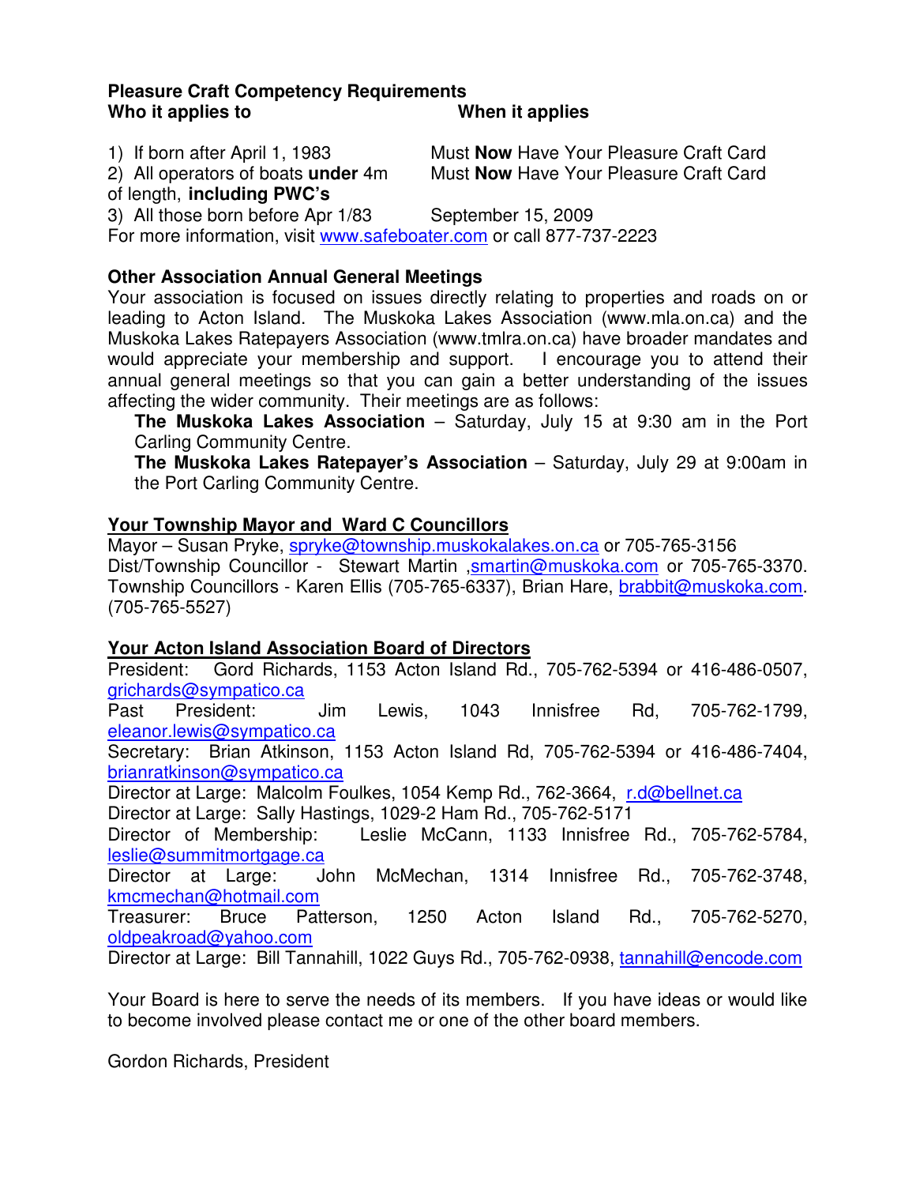**Pleasure Craft Competency Requirements**

| Who it applies to | When it applies |
|---|---|
| 1) If born after April 1, 1983 | Must **Now** Have Your Pleasure Craft Card |
| 2) All operators of boats **under** 4m of length, **including PWC's** | Must **Now** Have Your Pleasure Craft Card |
| 3) All those born before Apr 1/83 | September 15, 2009 |

For more information, visit www.safeboater.com or call 877-737-2223

**Other Association Annual General Meetings**

Your association is focused on issues directly relating to properties and roads on or leading to Acton Island. The Muskoka Lakes Association (www.mla.on.ca) and the Muskoka Lakes Ratepayers Association (www.tmlra.on.ca) have broader mandates and would appreciate your membership and support. I encourage you to attend their annual general meetings so that you can gain a better understanding of the issues affecting the wider community. Their meetings are as follows:

**The Muskoka Lakes Association** – Saturday, July 15 at 9:30 am in the Port Carling Community Centre.

**The Muskoka Lakes Ratepayer's Association** – Saturday, July 29 at 9:00am in the Port Carling Community Centre.

**Your Township Mayor and Ward C Councillors**

Mayor – Susan Pryke, spryke@township.muskokalakes.on.ca or 705-765-3156
Dist/Township Councillor - Stewart Martin ,smartin@muskoka.com or 705-765-3370.
Township Councillors - Karen Ellis (705-765-6337), Brian Hare, brabbit@muskoka.com. (705-765-5527)

**Your Acton Island Association Board of Directors**

President: Gord Richards, 1153 Acton Island Rd., 705-762-5394 or 416-486-0507, grichards@sympatico.ca
Past President: Jim Lewis, 1043 Innisfree Rd, 705-762-1799, eleanor.lewis@sympatico.ca
Secretary: Brian Atkinson, 1153 Acton Island Rd, 705-762-5394 or 416-486-7404, brianratkinson@sympatico.ca
Director at Large: Malcolm Foulkes, 1054 Kemp Rd., 762-3664, r.d@bellnet.ca
Director at Large: Sally Hastings, 1029-2 Ham Rd., 705-762-5171
Director of Membership: Leslie McCann, 1133 Innisfree Rd., 705-762-5784, leslie@summitmortgage.ca
Director at Large: John McMechan, 1314 Innisfree Rd., 705-762-3748, kmcmechan@hotmail.com
Treasurer: Bruce Patterson, 1250 Acton Island Rd., 705-762-5270, oldpeakroad@yahoo.com
Director at Large: Bill Tannahill, 1022 Guys Rd., 705-762-0938, tannahill@encode.com

Your Board is here to serve the needs of its members. If you have ideas or would like to become involved please contact me or one of the other board members.

Gordon Richards, President